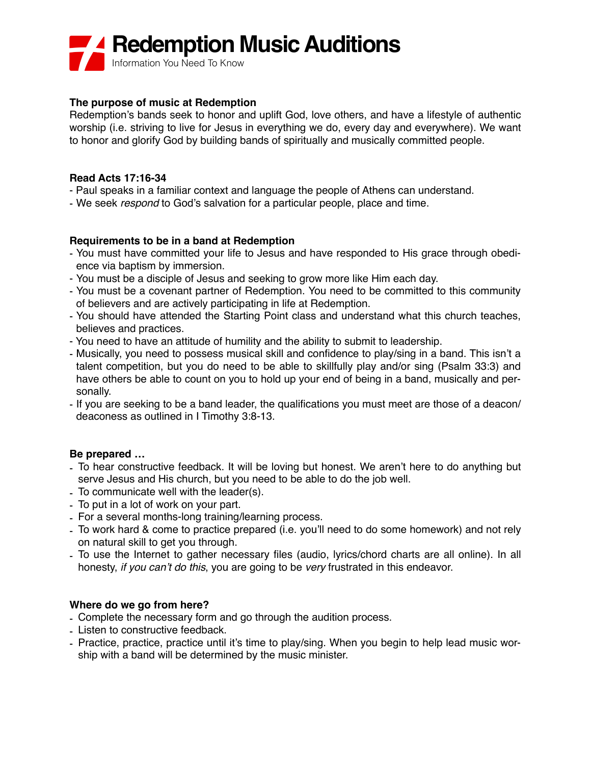# Redemption Music Auditions

Information You Need To Know

### The purpose of music at Redemption

Redemption's bands seek to honor and uplift God, love others, and have a lifestyle of authentic worship (i.e. striving to live for Jesus in everything we do, every day and everywhere). We want to honor and glorify God by building bands of spiritually and musically committed people.

### Read Acts 17:16-34

- Paul speaks in a familiar context and language the people of Athens can understand.
- We seek *respond* to God's salvation for a particular people, place and time.

### Requirements to be in a band at Redemption

- You must have committed your life to Jesus and have responded to His grace through obedience via baptism by immersion.
- You must be a disciple of Jesus and seeking to grow more like Him each day.
- You must be a covenant partner of Redemption. You need to be committed to this community of believers and are actively participating in life at Redemption.
- You should have attended the Starting Point class and understand what this church teaches, believes and practices.
- You need to have an attitude of humility and the ability to submit to leadership.
- Musically, you need to possess musical skill and confidence to play/sing in a band. This isn't a talent competition, but you do need to be able to skillfully play and/or sing (Psalm 33:3) and have others be able to count on you to hold up your end of being in a band, musically and personally.
- If you are seeking to be a band leader, the qualifications you must meet are those of a deacon/deaconess as outlined in I Timothy 3:8-13.

### Be prepared …

- To hear constructive feedback. It will be loving but honest. We aren't here to do anything but serve Jesus and His church, but you need to be able to do the job well.
- To communicate well with the leader(s).
- To put in a lot of work on your part.
- For a several months-long training/learning process.
- To work hard & come to practice prepared (i.e. you'll need to do some homework) and not rely on natural skill to get you through.
- To use the Internet to gather necessary files (audio, lyrics/chord charts are all online). In all honesty, *if you can't do this*, you are going to be *very* frustrated in this endeavor.

### Where do we go from here?

- Complete the necessary form and go through the audition process.
- Listen to constructive feedback.
- Practice, practice, practice until it's time to play/sing. When you begin to help lead music worship with a band will be determined by the music minister.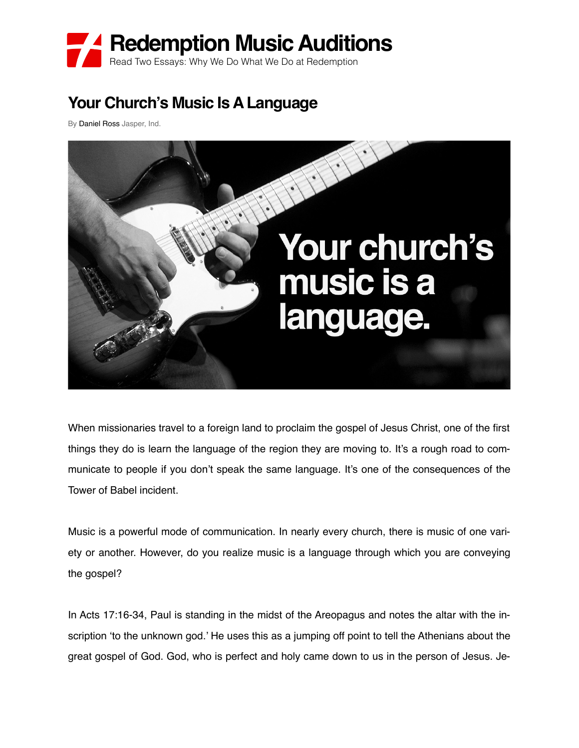# Redemption Music Auditions

Read Two Essays: Why We Do What We Do at Redemption

## Your Church's Music Is A Language

By Daniel Ross Jasper, Ind.

When missionaries travel to a foreign land to proclaim the gospel of Jesus Christ, one of the first things they do is learn the language of the region they are moving to. It's a rough road to communicate to people if you don't speak the same language. It's one of the consequences of the Tower of Babel incident.

Music is a powerful mode of communication. In nearly every church, there is music of one variety or another. However, do you realize music is a language through which you are conveying the gospel?

In Acts 17:16-34, Paul is standing in the midst of the Areopagus and notes the altar with the inscription 'to the unknown god.' He uses this as a jumping off point to tell the Athenians about the great gospel of God. God, who is perfect and holy came down to us in the person of Jesus. Je-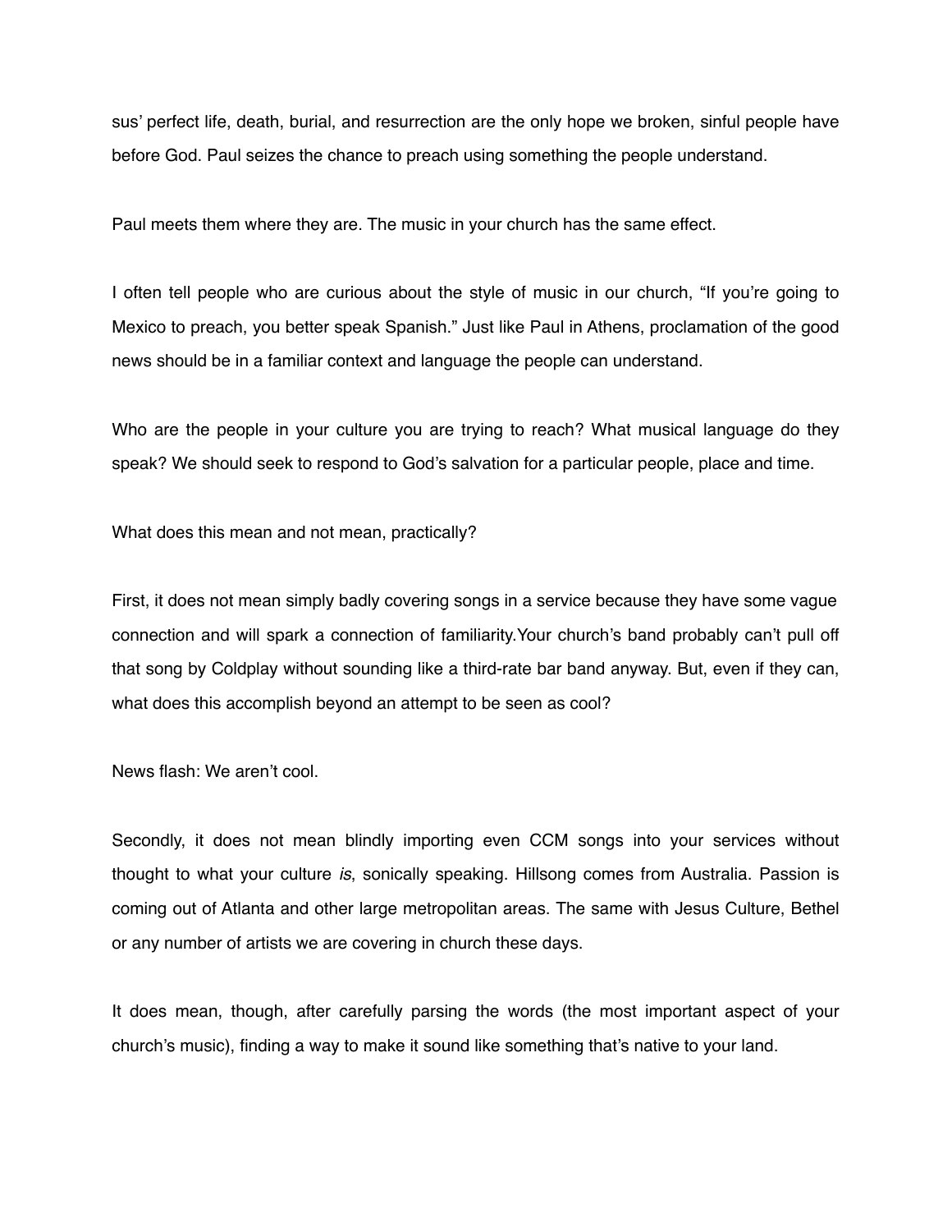sus' perfect life, death, burial, and resurrection are the only hope we broken, sinful people have before God. Paul seizes the chance to preach using something the people understand.

Paul meets them where they are. The music in your church has the same effect.

I often tell people who are curious about the style of music in our church, "If you're going to Mexico to preach, you better speak Spanish." Just like Paul in Athens, proclamation of the good news should be in a familiar context and language the people can understand.

Who are the people in your culture you are trying to reach? What musical language do they speak? We should seek to respond to God's salvation for a particular people, place and time.

What does this mean and not mean, practically?

First, it does not mean simply badly covering songs in a service because they have some vague connection and will spark a connection of familiarity.Your church's band probably can't pull off that song by Coldplay without sounding like a third-rate bar band anyway. But, even if they can, what does this accomplish beyond an attempt to be seen as cool?

News flash: We aren't cool.

Secondly, it does not mean blindly importing even CCM songs into your services without thought to what your culture *is*, sonically speaking. Hillsong comes from Australia. Passion is coming out of Atlanta and other large metropolitan areas. The same with Jesus Culture, Bethel or any number of artists we are covering in church these days.

It does mean, though, after carefully parsing the words (the most important aspect of your church's music), finding a way to make it sound like something that's native to your land.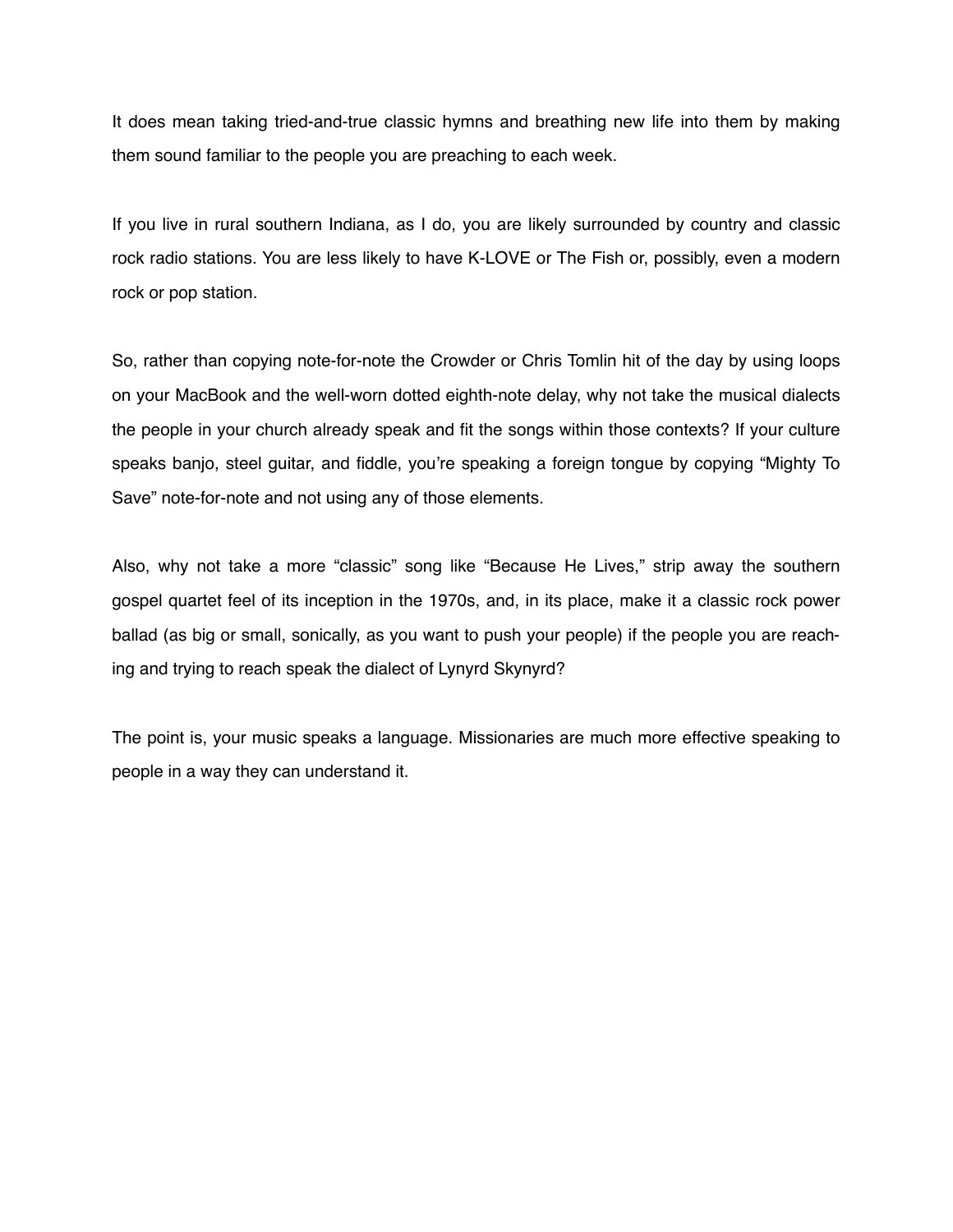It does mean taking tried-and-true classic hymns and breathing new life into them by making them sound familiar to the people you are preaching to each week.

If you live in rural southern Indiana, as I do, you are likely surrounded by country and classic rock radio stations. You are less likely to have K-LOVE or The Fish or, possibly, even a modern rock or pop station.

So, rather than copying note-for-note the Crowder or Chris Tomlin hit of the day by using loops on your MacBook and the well-worn dotted eighth-note delay, why not take the musical dialects the people in your church already speak and fit the songs within those contexts? If your culture speaks banjo, steel guitar, and fiddle, you're speaking a foreign tongue by copying "Mighty To Save" note-for-note and not using any of those elements.

Also, why not take a more "classic" song like "Because He Lives," strip away the southern gospel quartet feel of its inception in the 1970s, and, in its place, make it a classic rock power ballad (as big or small, sonically, as you want to push your people) if the people you are reaching and trying to reach speak the dialect of Lynyrd Skynyrd?

The point is, your music speaks a language. Missionaries are much more effective speaking to people in a way they can understand it.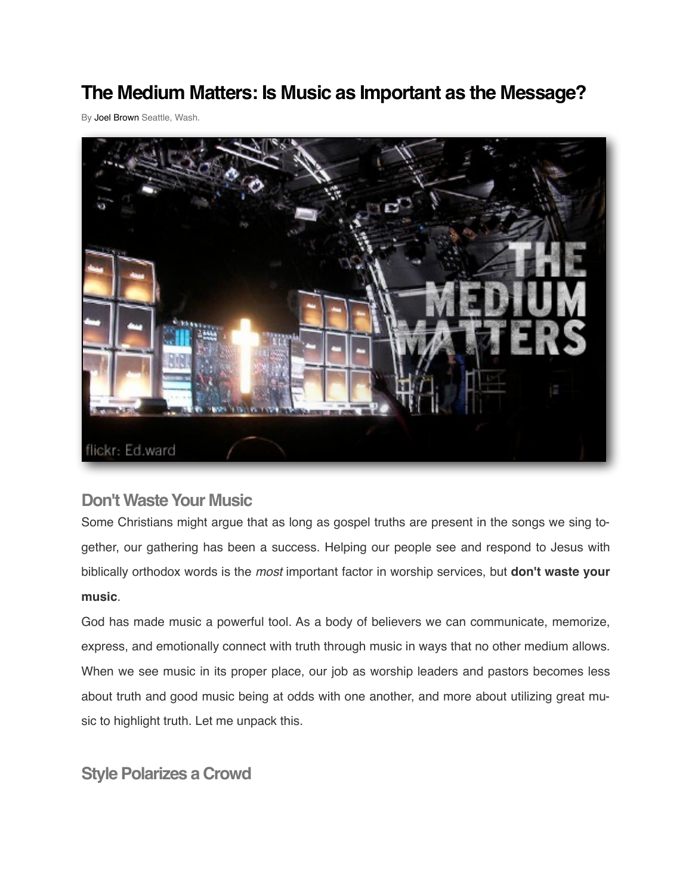# The Medium Matters: Is Music as Important as the Message?

By Joel Brown Seattle, Wash.

## Don't Waste Your Music

Some Christians might argue that as long as gospel truths are present in the songs we sing together, our gathering has been a success. Helping our people see and respond to Jesus with biblically orthodox words is the *most* important factor in worship services, but **don't waste your music**.

God has made music a powerful tool. As a body of believers we can communicate, memorize, express, and emotionally connect with truth through music in ways that no other medium allows. When we see music in its proper place, our job as worship leaders and pastors becomes less about truth and good music being at odds with one another, and more about utilizing great music to highlight truth. Let me unpack this.

## Style Polarizes a Crowd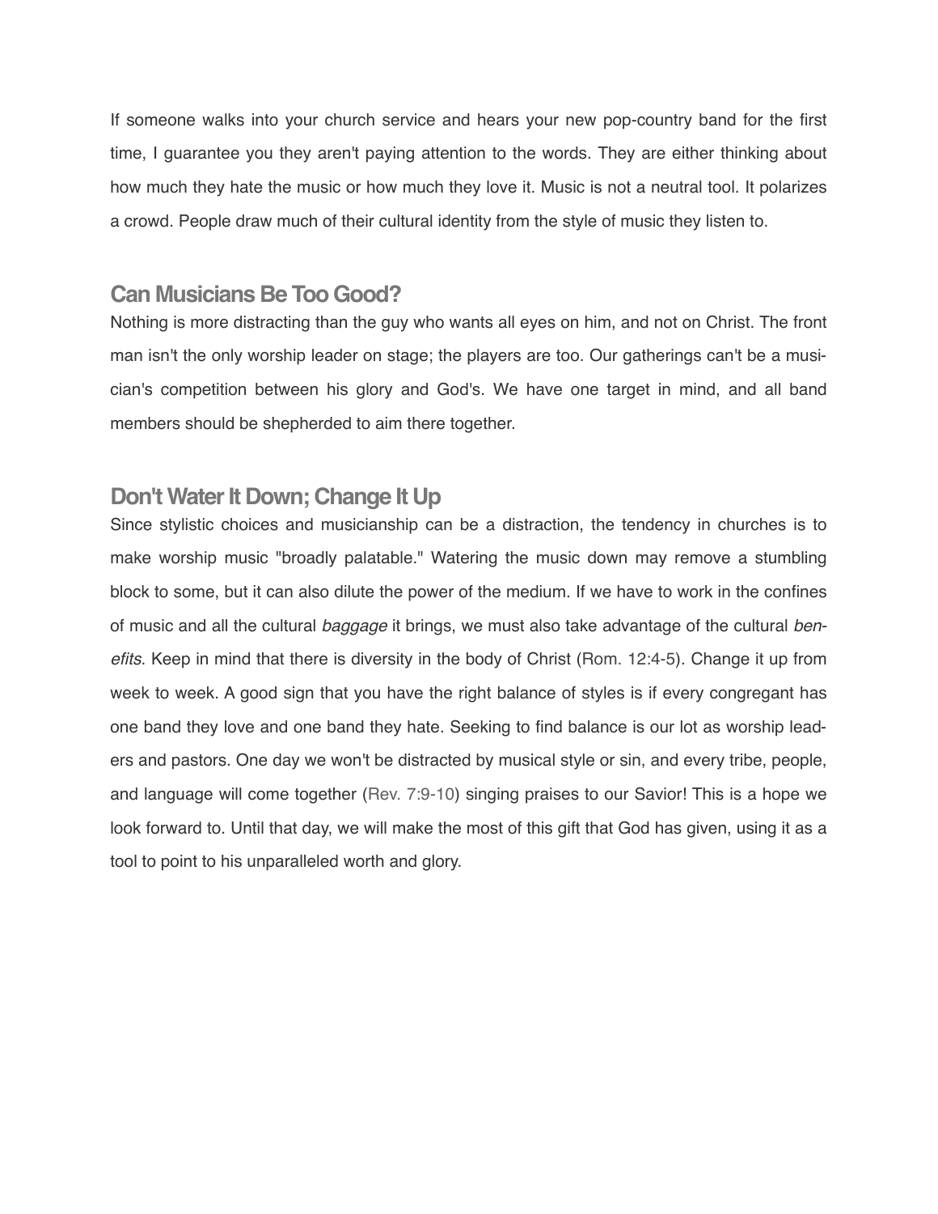If someone walks into your church service and hears your new pop-country band for the first time, I guarantee you they aren't paying attention to the words. They are either thinking about how much they hate the music or how much they love it. Music is not a neutral tool. It polarizes a crowd. People draw much of their cultural identity from the style of music they listen to.

## Can Musicians Be Too Good?

Nothing is more distracting than the guy who wants all eyes on him, and not on Christ. The front man isn't the only worship leader on stage; the players are too. Our gatherings can't be a musician's competition between his glory and God's. We have one target in mind, and all band members should be shepherded to aim there together.

## Don't Water It Down; Change It Up

Since stylistic choices and musicianship can be a distraction, the tendency in churches is to make worship music "broadly palatable." Watering the music down may remove a stumbling block to some, but it can also dilute the power of the medium. If we have to work in the confines of music and all the cultural *baggage* it brings, we must also take advantage of the cultural *benefits*. Keep in mind that there is diversity in the body of Christ (Rom. 12:4-5). Change it up from week to week. A good sign that you have the right balance of styles is if every congregant has one band they love and one band they hate. Seeking to find balance is our lot as worship leaders and pastors. One day we won't be distracted by musical style or sin, and every tribe, people, and language will come together (Rev. 7:9-10) singing praises to our Savior! This is a hope we look forward to. Until that day, we will make the most of this gift that God has given, using it as a tool to point to his unparalleled worth and glory.